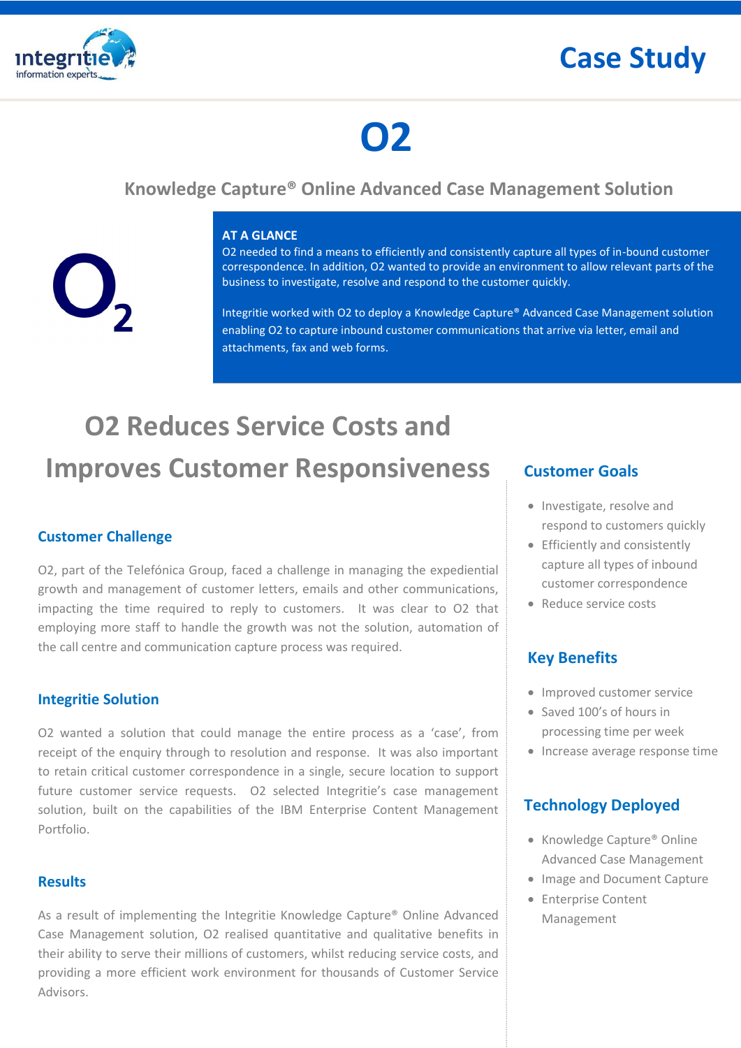# Case Study

# O2

## Knowledge Capture® Online Advanced Case Management Solution

**AT A GLANCE**

O2 needed to find a means to efficiently and consistently capture all types of in-bound customer correspondence. In addition, O2 wanted to provide an environment to allow relevant parts of the business to investigate, resolve and respond to the customer quickly.

Integritie worked with O2 to deploy a Knowledge Capture® Advanced Case Management solution enabling O2 to capture inbound customer communications that arrive via letter, email and attachments, fax and web forms.

# O2 Reduces Service Costs and Improves Customer Responsiveness

### Customer Challenge

O2, part of the Telefónica Group, faced a challenge in managing the expediential growth and management of customer letters, emails and other communications, impacting the time required to reply to customers. It was clear to O2 that employing more staff to handle the growth was not the solution, automation of the call centre and communication capture process was required.

### Integritie Solution

O2 wanted a solution that could manage the entire process as a 'case', from receipt of the enquiry through to resolution and response. It was also important to retain critical customer correspondence in a single, secure location to support future customer service requests. O2 selected Integritie's case management solution, built on the capabilities of the IBM Enterprise Content Management Portfolio.

### Results

As a result of implementing the Integritie Knowledge Capture® Online Advanced Case Management solution, O2 realised quantitative and qualitative benefits in their ability to serve their millions of customers, whilst reducing service costs, and providing a more efficient work environment for thousands of Customer Service Advisors.

### Customer Goals

- Investigate, resolve and respond to customers quickly
- Efficiently and consistently capture all types of inbound customer correspondence
- Reduce service costs

### Key Benefits

- Improved customer service
- Saved 100's of hours in processing time per week
- Increase average response time

### Technology Deployed

- Knowledge Capture® Online Advanced Case Management
- Image and Document Capture
- Enterprise Content Management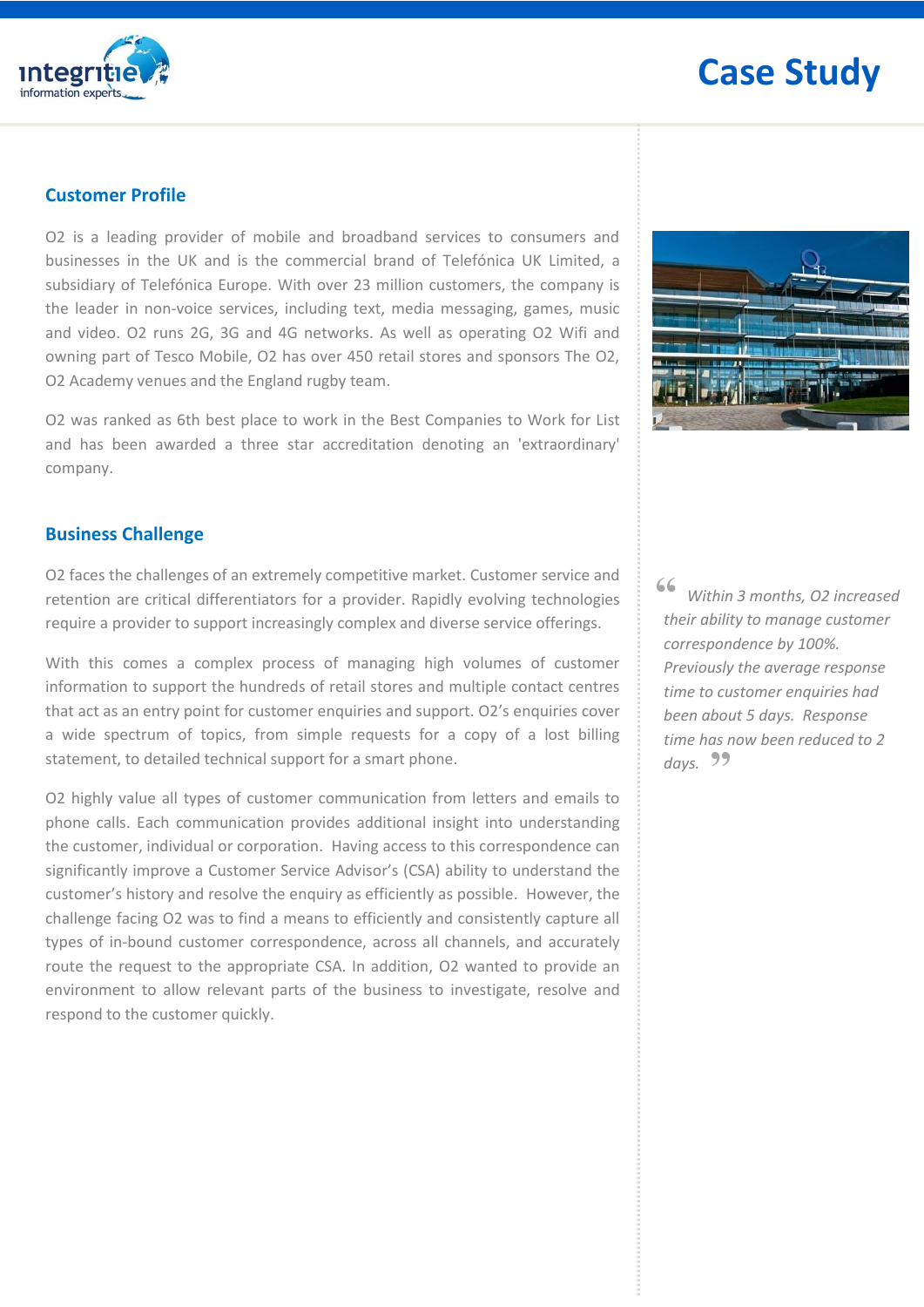# Case Study

## Customer Profile

O2 is a leading provider of mobile and broadband services to consumers and businesses in the UK and is the commercial brand of Telefónica UK Limited, a subsidiary of Telefónica Europe. With over 23 million customers, the company is the leader in non-voice services, including text, media messaging, games, music and video. O2 runs 2G, 3G and 4G networks. As well as operating O2 Wifi and owning part of Tesco Mobile, O2 has over 450 retail stores and sponsors The O2, O2 Academy venues and the England rugby team.

O2 was ranked as 6th best place to work in the Best Companies to Work for List and has been awarded a three star accreditation denoting an 'extraordinary' company.

## Business Challenge

O2 faces the challenges of an extremely competitive market. Customer service and retention are critical differentiators for a provider. Rapidly evolving technologies require a provider to support increasingly complex and diverse service offerings.

With this comes a complex process of managing high volumes of customer information to support the hundreds of retail stores and multiple contact centres that act as an entry point for customer enquiries and support. O2's enquiries cover a wide spectrum of topics, from simple requests for a copy of a lost billing statement, to detailed technical support for a smart phone.

O2 highly value all types of customer communication from letters and emails to phone calls. Each communication provides additional insight into understanding the customer, individual or corporation. Having access to this correspondence can significantly improve a Customer Service Advisor's (CSA) ability to understand the customer's history and resolve the enquiry as efficiently as possible. However, the challenge facing O2 was to find a means to efficiently and consistently capture all types of in-bound customer correspondence, across all channels, and accurately route the request to the appropriate CSA. In addition, O2 wanted to provide an environment to allow relevant parts of the business to investigate, resolve and respond to the customer quickly.

> *"Within 3 months, O2 increased their ability to manage customer correspondence by 100%. Previously the average response time to customer enquiries had been about 5 days. Response time has now been reduced to 2 days."*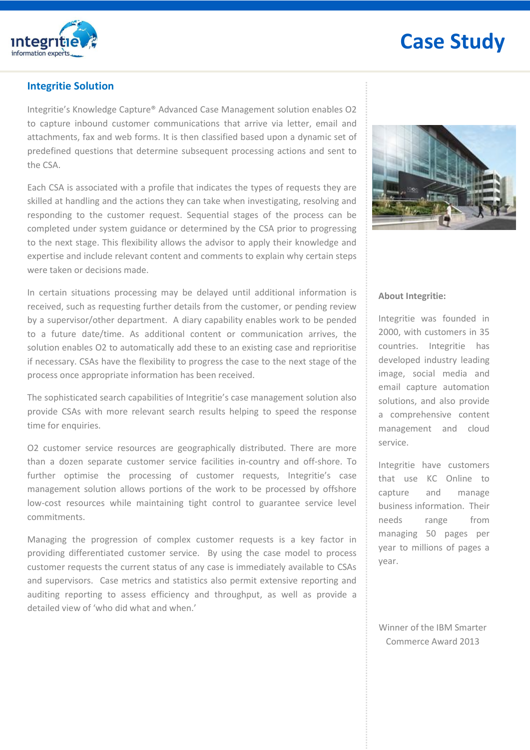## Integritie Solution

Integritie's Knowledge Capture® Advanced Case Management solution enables O2 to capture inbound customer communications that arrive via letter, email and attachments, fax and web forms. It is then classified based upon a dynamic set of predefined questions that determine subsequent processing actions and sent to the CSA.

Each CSA is associated with a profile that indicates the types of requests they are skilled at handling and the actions they can take when investigating, resolving and responding to the customer request. Sequential stages of the process can be completed under system guidance or determined by the CSA prior to progressing to the next stage. This flexibility allows the advisor to apply their knowledge and expertise and include relevant content and comments to explain why certain steps were taken or decisions made.

In certain situations processing may be delayed until additional information is received, such as requesting further details from the customer, or pending review by a supervisor/other department. A diary capability enables work to be pended to a future date/time. As additional content or communication arrives, the solution enables O2 to automatically add these to an existing case and reprioritise if necessary. CSAs have the flexibility to progress the case to the next stage of the process once appropriate information has been received.

The sophisticated search capabilities of Integritie's case management solution also provide CSAs with more relevant search results helping to speed the response time for enquiries.

O2 customer service resources are geographically distributed. There are more than a dozen separate customer service facilities in-country and off-shore. To further optimise the processing of customer requests, Integritie's case management solution allows portions of the work to be processed by offshore low-cost resources while maintaining tight control to guarantee service level commitments.

Managing the progression of complex customer requests is a key factor in providing differentiated customer service. By using the case model to process customer requests the current status of any case is immediately available to CSAs and supervisors. Case metrics and statistics also permit extensive reporting and auditing reporting to assess efficiency and throughput, as well as provide a detailed view of 'who did what and when.'

**About Integritie:**

Integritie was founded in 2000, with customers in 35 countries. Integritie has developed industry leading image, social media and email capture automation solutions, and also provide a comprehensive content management and cloud service.

Integritie have customers that use KC Online to capture and manage business information. Their needs range from managing 50 pages per year to millions of pages a year.

Winner of the IBM Smarter Commerce Award 2013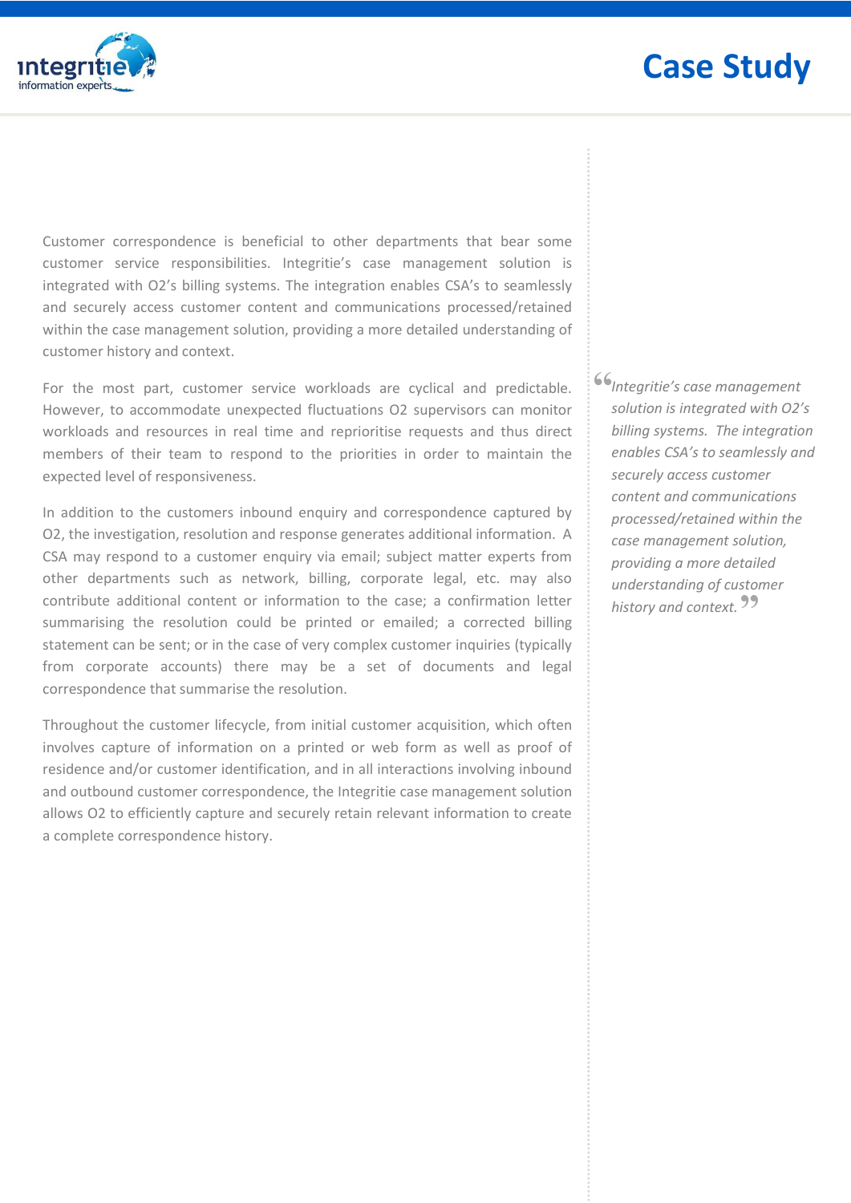Customer correspondence is beneficial to other departments that bear some customer service responsibilities. Integritie's case management solution is integrated with O2's billing systems. The integration enables CSA's to seamlessly and securely access customer content and communications processed/retained within the case management solution, providing a more detailed understanding of customer history and context.

For the most part, customer service workloads are cyclical and predictable. However, to accommodate unexpected fluctuations O2 supervisors can monitor workloads and resources in real time and reprioritise requests and thus direct members of their team to respond to the priorities in order to maintain the expected level of responsiveness.

In addition to the customers inbound enquiry and correspondence captured by O2, the investigation, resolution and response generates additional information. A CSA may respond to a customer enquiry via email; subject matter experts from other departments such as network, billing, corporate legal, etc. may also contribute additional content or information to the case; a confirmation letter summarising the resolution could be printed or emailed; a corrected billing statement can be sent; or in the case of very complex customer inquiries (typically from corporate accounts) there may be a set of documents and legal correspondence that summarise the resolution.

Throughout the customer lifecycle, from initial customer acquisition, which often involves capture of information on a printed or web form as well as proof of residence and/or customer identification, and in all interactions involving inbound and outbound customer correspondence, the Integritie case management solution allows O2 to efficiently capture and securely retain relevant information to create a complete correspondence history.

> *"Integritie's case management solution is integrated with O2's billing systems. The integration enables CSA's to seamlessly and securely access customer content and communications processed/retained within the case management solution, providing a more detailed understanding of customer history and context."*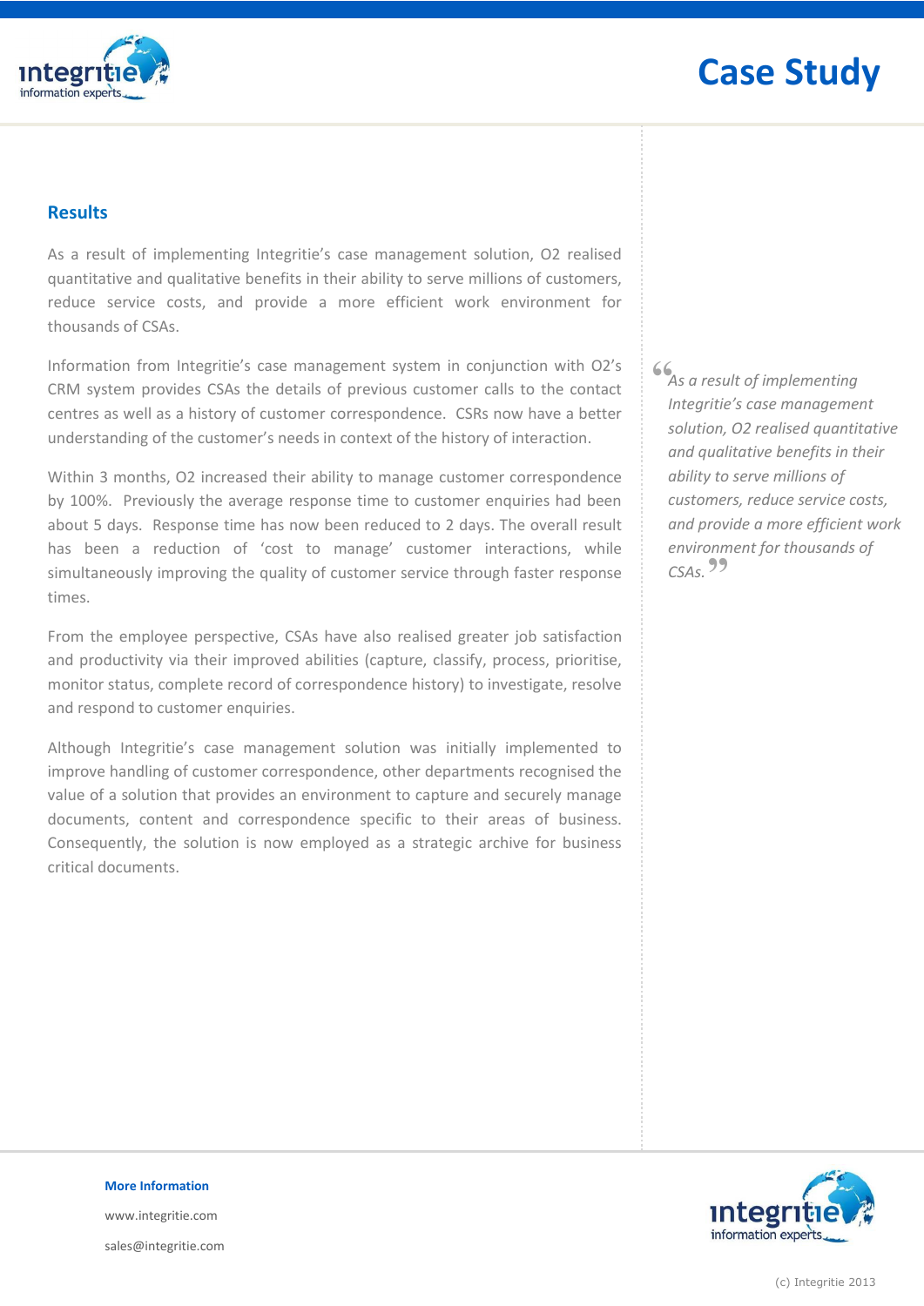## Results

As a result of implementing Integritie's case management solution, O2 realised quantitative and qualitative benefits in their ability to serve millions of customers, reduce service costs, and provide a more efficient work environment for thousands of CSAs.

Information from Integritie's case management system in conjunction with O2's CRM system provides CSAs the details of previous customer calls to the contact centres as well as a history of customer correspondence. CSRs now have a better understanding of the customer's needs in context of the history of interaction.

Within 3 months, O2 increased their ability to manage customer correspondence by 100%. Previously the average response time to customer enquiries had been about 5 days. Response time has now been reduced to 2 days. The overall result has been a reduction of 'cost to manage' customer interactions, while simultaneously improving the quality of customer service through faster response times.

From the employee perspective, CSAs have also realised greater job satisfaction and productivity via their improved abilities (capture, classify, process, prioritise, monitor status, complete record of correspondence history) to investigate, resolve and respond to customer enquiries.

Although Integritie's case management solution was initially implemented to improve handling of customer correspondence, other departments recognised the value of a solution that provides an environment to capture and securely manage documents, content and correspondence specific to their areas of business. Consequently, the solution is now employed as a strategic archive for business critical documents.

> *"As a result of implementing Integritie's case management solution, O2 realised quantitative and qualitative benefits in their ability to serve millions of customers, reduce service costs, and provide a more efficient work environment for thousands of CSAs."*

**More Information**

www.integritie.com

sales@integritie.com

(c) Integritie 2013